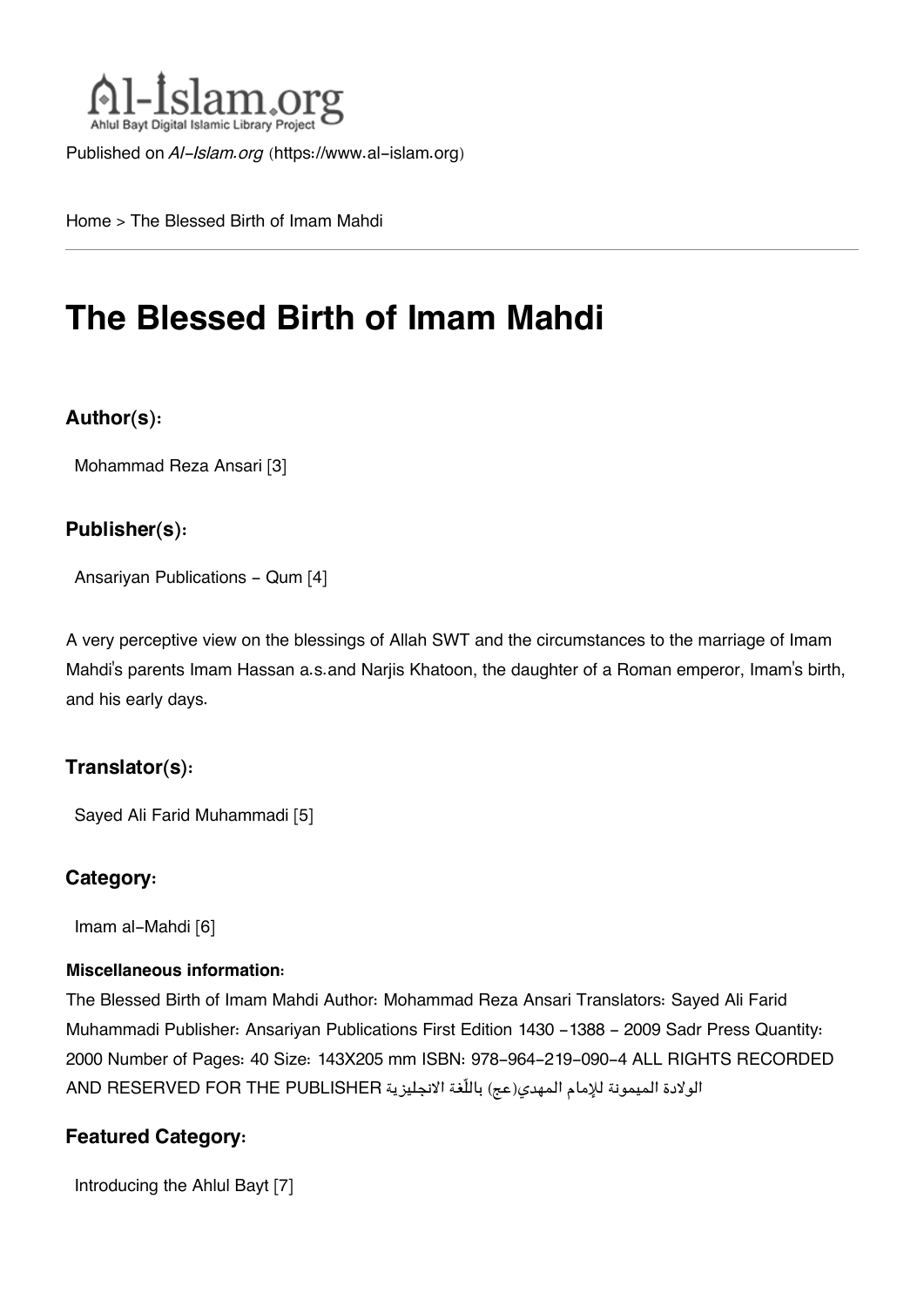Al-Islam.org
Ahlul Bayt Digital Islamic Library Project

Published on *Al-Islam.org* (https://www.al-islam.org)

Home > The Blessed Birth of Imam Mahdi

# The Blessed Birth of Imam Mahdi

### Author(s):

Mohammad Reza Ansari [3]

### Publisher(s):

Ansariyan Publications - Qum [4]

A very perceptive view on the blessings of Allah SWT and the circumstances to the marriage of Imam Mahdi's parents Imam Hassan a.s.and Narjis Khatoon, the daughter of a Roman emperor, Imam's birth, and his early days.

### Translator(s):

Sayed Ali Farid Muhammadi [5]

### Category:

Imam al-Mahdi [6]

#### Miscellaneous information:

The Blessed Birth of Imam Mahdi Author: Mohammad Reza Ansari Translators: Sayed Ali Farid Muhammadi Publisher: Ansariyan Publications First Edition 1430 -1388 - 2009 Sadr Press Quantity: 2000 Number of Pages: 40 Size: 143X205 mm ISBN: 978-964-219-090-4 ALL RIGHTS RECORDED AND RESERVED FOR THE PUBLISHER الولادة الميمونة للإمام المهدي(عج) باللّغة الانجليزية

### Featured Category:

Introducing the Ahlul Bayt [7]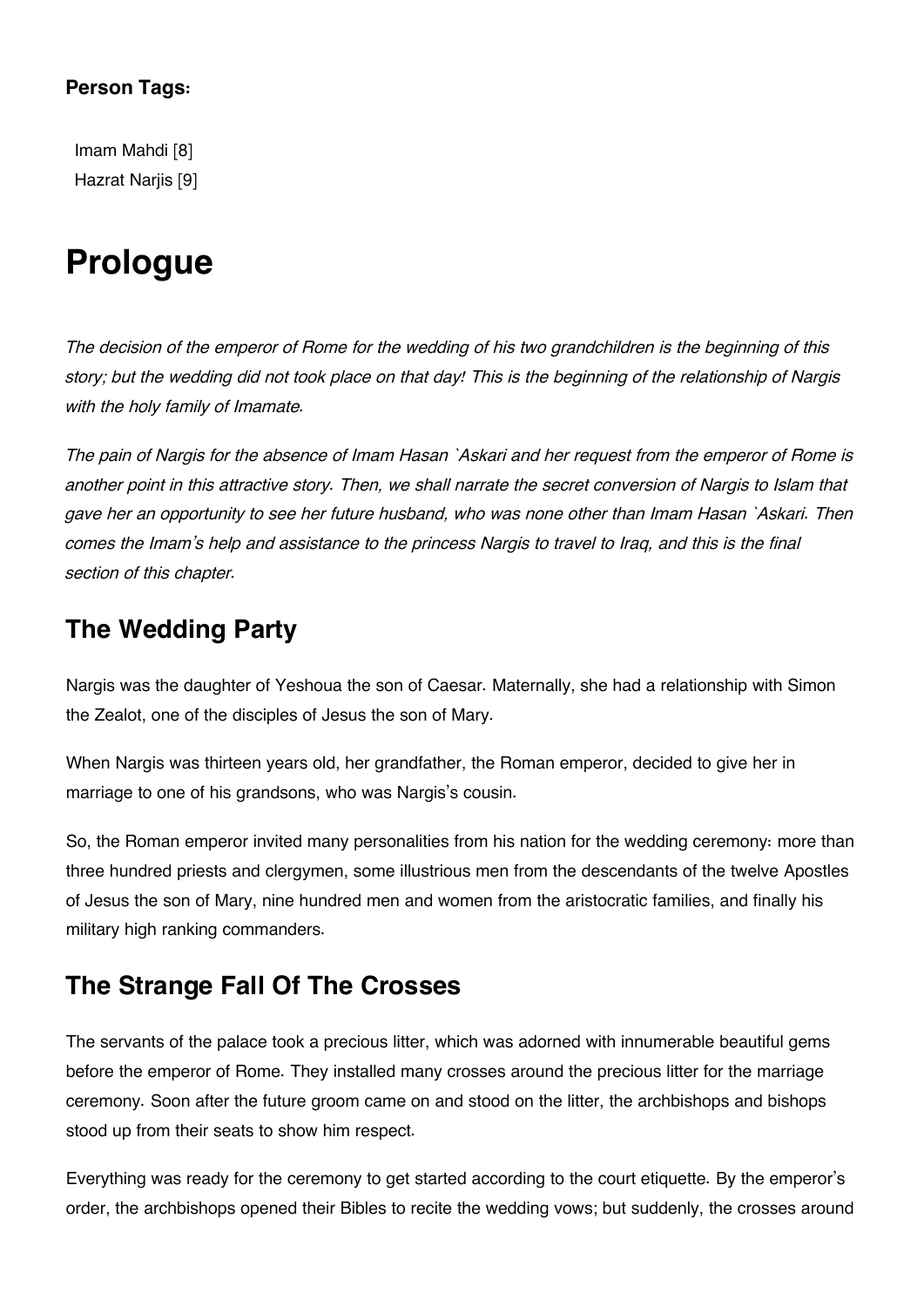**Person Tags:**

Imam Mahdi [8]
Hazrat Narjis [9]

# Prologue

*The decision of the emperor of Rome for the wedding of his two grandchildren is the beginning of this story; but the wedding did not took place on that day! This is the beginning of the relationship of Nargis with the holy family of Imamate.*

*The pain of Nargis for the absence of Imam Hasan `Askari and her request from the emperor of Rome is another point in this attractive story. Then, we shall narrate the secret conversion of Nargis to Islam that gave her an opportunity to see her future husband, who was none other than Imam Hasan `Askari. Then comes the Imam's help and assistance to the princess Nargis to travel to Iraq, and this is the final section of this chapter.*

## The Wedding Party

Nargis was the daughter of Yeshoua the son of Caesar. Maternally, she had a relationship with Simon the Zealot, one of the disciples of Jesus the son of Mary.

When Nargis was thirteen years old, her grandfather, the Roman emperor, decided to give her in marriage to one of his grandsons, who was Nargis's cousin.

So, the Roman emperor invited many personalities from his nation for the wedding ceremony: more than three hundred priests and clergymen, some illustrious men from the descendants of the twelve Apostles of Jesus the son of Mary, nine hundred men and women from the aristocratic families, and finally his military high ranking commanders.

## The Strange Fall Of The Crosses

The servants of the palace took a precious litter, which was adorned with innumerable beautiful gems before the emperor of Rome. They installed many crosses around the precious litter for the marriage ceremony. Soon after the future groom came on and stood on the litter, the archbishops and bishops stood up from their seats to show him respect.

Everything was ready for the ceremony to get started according to the court etiquette. By the emperor's order, the archbishops opened their Bibles to recite the wedding vows; but suddenly, the crosses around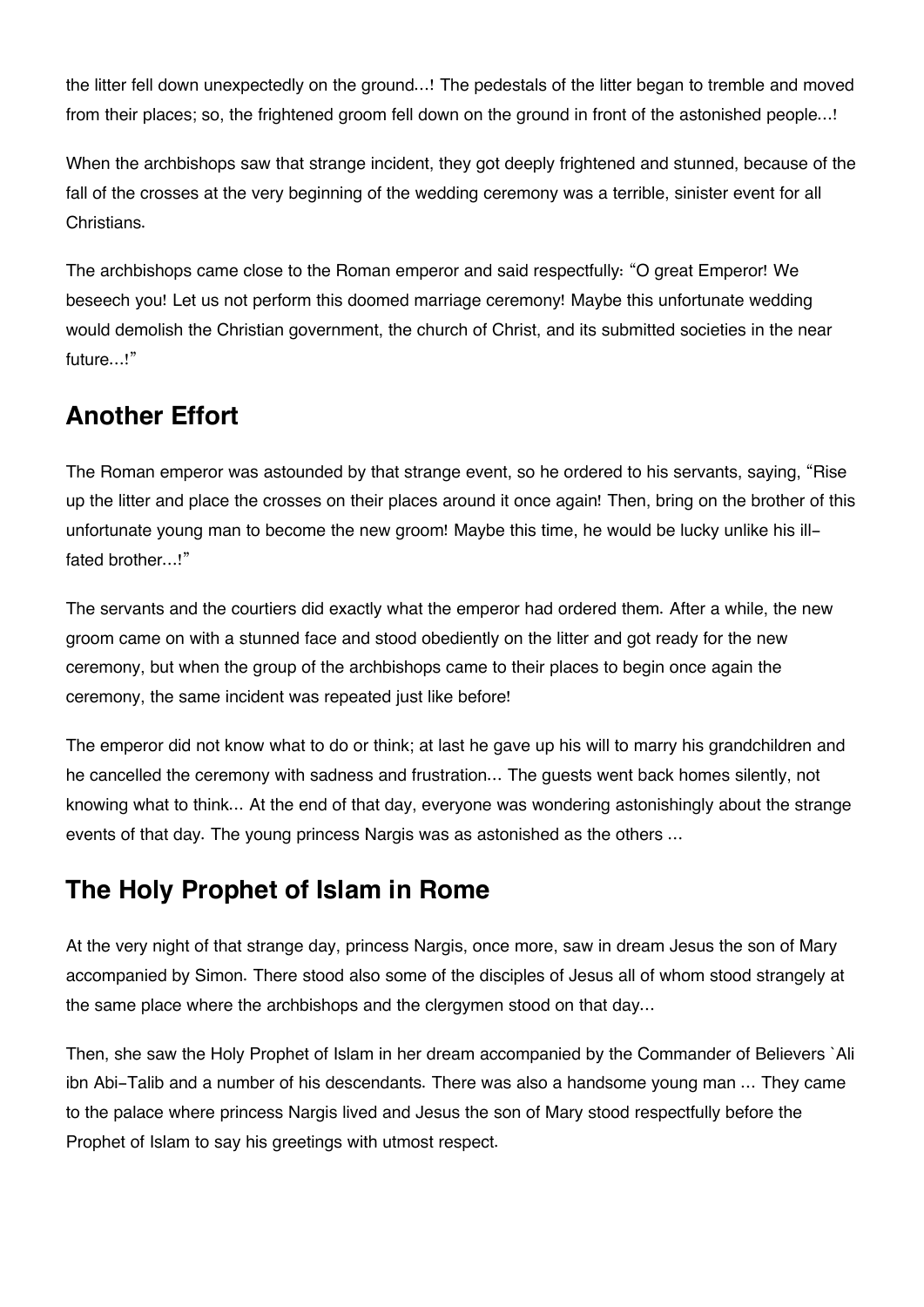the litter fell down unexpectedly on the ground…! The pedestals of the litter began to tremble and moved from their places; so, the frightened groom fell down on the ground in front of the astonished people…!

When the archbishops saw that strange incident, they got deeply frightened and stunned, because of the fall of the crosses at the very beginning of the wedding ceremony was a terrible, sinister event for all Christians.

The archbishops came close to the Roman emperor and said respectfully: "O great Emperor! We beseech you! Let us not perform this doomed marriage ceremony! Maybe this unfortunate wedding would demolish the Christian government, the church of Christ, and its submitted societies in the near future…!"

## Another Effort

The Roman emperor was astounded by that strange event, so he ordered to his servants, saying, "Rise up the litter and place the crosses on their places around it once again! Then, bring on the brother of this unfortunate young man to become the new groom! Maybe this time, he would be lucky unlike his ill-fated brother…!"

The servants and the courtiers did exactly what the emperor had ordered them. After a while, the new groom came on with a stunned face and stood obediently on the litter and got ready for the new ceremony, but when the group of the archbishops came to their places to begin once again the ceremony, the same incident was repeated just like before!

The emperor did not know what to do or think; at last he gave up his will to marry his grandchildren and he cancelled the ceremony with sadness and frustration... The guests went back homes silently, not knowing what to think... At the end of that day, everyone was wondering astonishingly about the strange events of that day. The young princess Nargis was as astonished as the others ...

## The Holy Prophet of Islam in Rome

At the very night of that strange day, princess Nargis, once more, saw in dream Jesus the son of Mary accompanied by Simon. There stood also some of the disciples of Jesus all of whom stood strangely at the same place where the archbishops and the clergymen stood on that day...

Then, she saw the Holy Prophet of Islam in her dream accompanied by the Commander of Believers `Ali ibn Abi-Talib and a number of his descendants. There was also a handsome young man ... They came to the palace where princess Nargis lived and Jesus the son of Mary stood respectfully before the Prophet of Islam to say his greetings with utmost respect.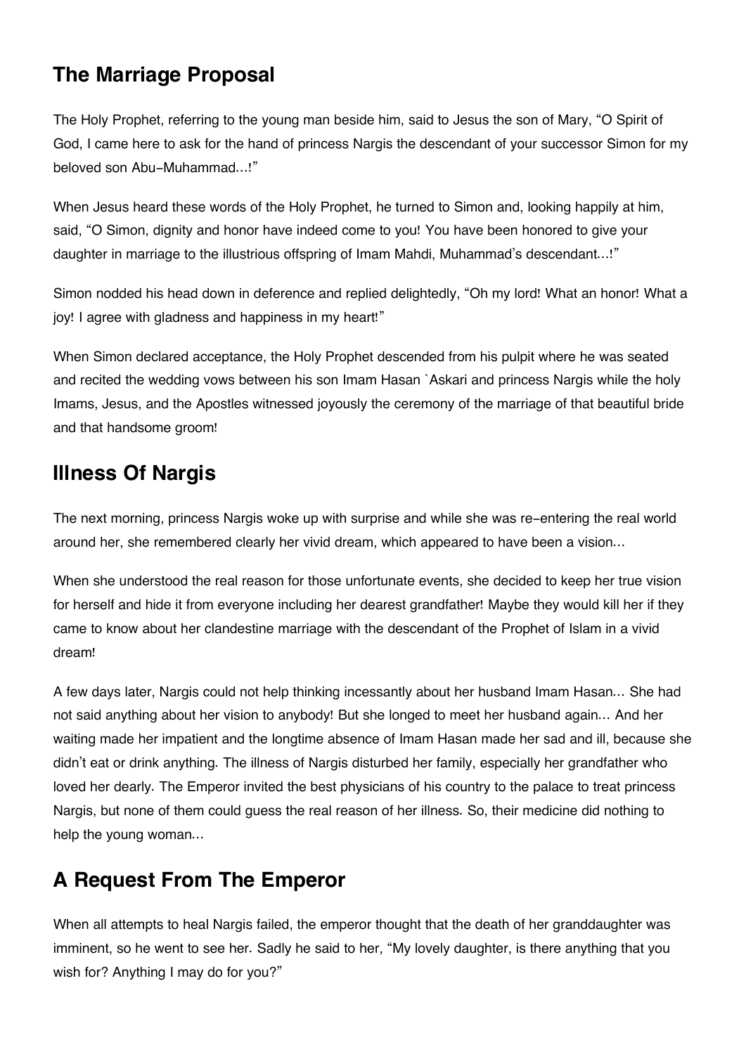## The Marriage Proposal

The Holy Prophet, referring to the young man beside him, said to Jesus the son of Mary, "O Spirit of God, I came here to ask for the hand of princess Nargis the descendant of your successor Simon for my beloved son Abu-Muhammad...!"

When Jesus heard these words of the Holy Prophet, he turned to Simon and, looking happily at him, said, "O Simon, dignity and honor have indeed come to you! You have been honored to give your daughter in marriage to the illustrious offspring of Imam Mahdi, Muhammad's descendant...!"

Simon nodded his head down in deference and replied delightedly, "Oh my lord! What an honor! What a joy! I agree with gladness and happiness in my heart!"

When Simon declared acceptance, the Holy Prophet descended from his pulpit where he was seated and recited the wedding vows between his son Imam Hasan `Askari and princess Nargis while the holy Imams, Jesus, and the Apostles witnessed joyously the ceremony of the marriage of that beautiful bride and that handsome groom!

## Illness Of Nargis

The next morning, princess Nargis woke up with surprise and while she was re-entering the real world around her, she remembered clearly her vivid dream, which appeared to have been a vision...

When she understood the real reason for those unfortunate events, she decided to keep her true vision for herself and hide it from everyone including her dearest grandfather! Maybe they would kill her if they came to know about her clandestine marriage with the descendant of the Prophet of Islam in a vivid dream!

A few days later, Nargis could not help thinking incessantly about her husband Imam Hasan... She had not said anything about her vision to anybody! But she longed to meet her husband again... And her waiting made her impatient and the longtime absence of Imam Hasan made her sad and ill, because she didn't eat or drink anything. The illness of Nargis disturbed her family, especially her grandfather who loved her dearly. The Emperor invited the best physicians of his country to the palace to treat princess Nargis, but none of them could guess the real reason of her illness. So, their medicine did nothing to help the young woman...

## A Request From The Emperor

When all attempts to heal Nargis failed, the emperor thought that the death of her granddaughter was imminent, so he went to see her. Sadly he said to her, "My lovely daughter, is there anything that you wish for? Anything I may do for you?"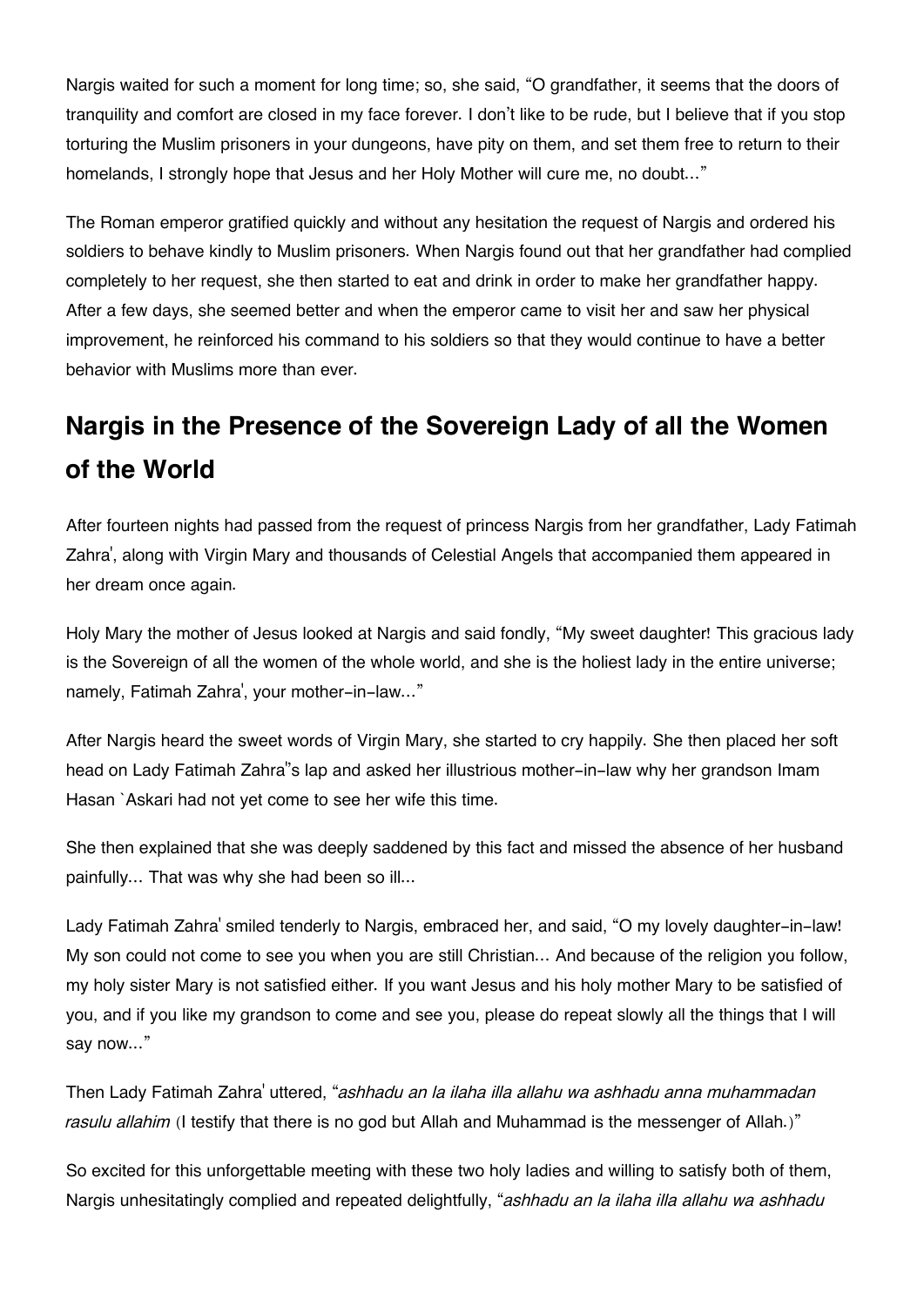Nargis waited for such a moment for long time; so, she said, "O grandfather, it seems that the doors of tranquility and comfort are closed in my face forever. I don't like to be rude, but I believe that if you stop torturing the Muslim prisoners in your dungeons, have pity on them, and set them free to return to their homelands, I strongly hope that Jesus and her Holy Mother will cure me, no doubt..."

The Roman emperor gratified quickly and without any hesitation the request of Nargis and ordered his soldiers to behave kindly to Muslim prisoners. When Nargis found out that her grandfather had complied completely to her request, she then started to eat and drink in order to make her grandfather happy. After a few days, she seemed better and when the emperor came to visit her and saw her physical improvement, he reinforced his command to his soldiers so that they would continue to have a better behavior with Muslims more than ever.

## Nargis in the Presence of the Sovereign Lady of all the Women of the World

After fourteen nights had passed from the request of princess Nargis from her grandfather, Lady Fatimah Zahra', along with Virgin Mary and thousands of Celestial Angels that accompanied them appeared in her dream once again.

Holy Mary the mother of Jesus looked at Nargis and said fondly, "My sweet daughter! This gracious lady is the Sovereign of all the women of the whole world, and she is the holiest lady in the entire universe; namely, Fatimah Zahra', your mother-in-law..."

After Nargis heard the sweet words of Virgin Mary, she started to cry happily. She then placed her soft head on Lady Fatimah Zahra''s lap and asked her illustrious mother-in-law why her grandson Imam Hasan `Askari had not yet come to see her wife this time.

She then explained that she was deeply saddened by this fact and missed the absence of her husband painfully... That was why she had been so ill...

Lady Fatimah Zahra' smiled tenderly to Nargis, embraced her, and said, "O my lovely daughter-in-law! My son could not come to see you when you are still Christian... And because of the religion you follow, my holy sister Mary is not satisfied either. If you want Jesus and his holy mother Mary to be satisfied of you, and if you like my grandson to come and see you, please do repeat slowly all the things that I will say now..."

Then Lady Fatimah Zahra' uttered, "*ashhadu an la ilaha illa allahu wa ashhadu anna muhammadan rasulu allahim* (I testify that there is no god but Allah and Muhammad is the messenger of Allah.)"

So excited for this unforgettable meeting with these two holy ladies and willing to satisfy both of them, Nargis unhesitatingly complied and repeated delightfully, "*ashhadu an la ilaha illa allahu wa ashhadu*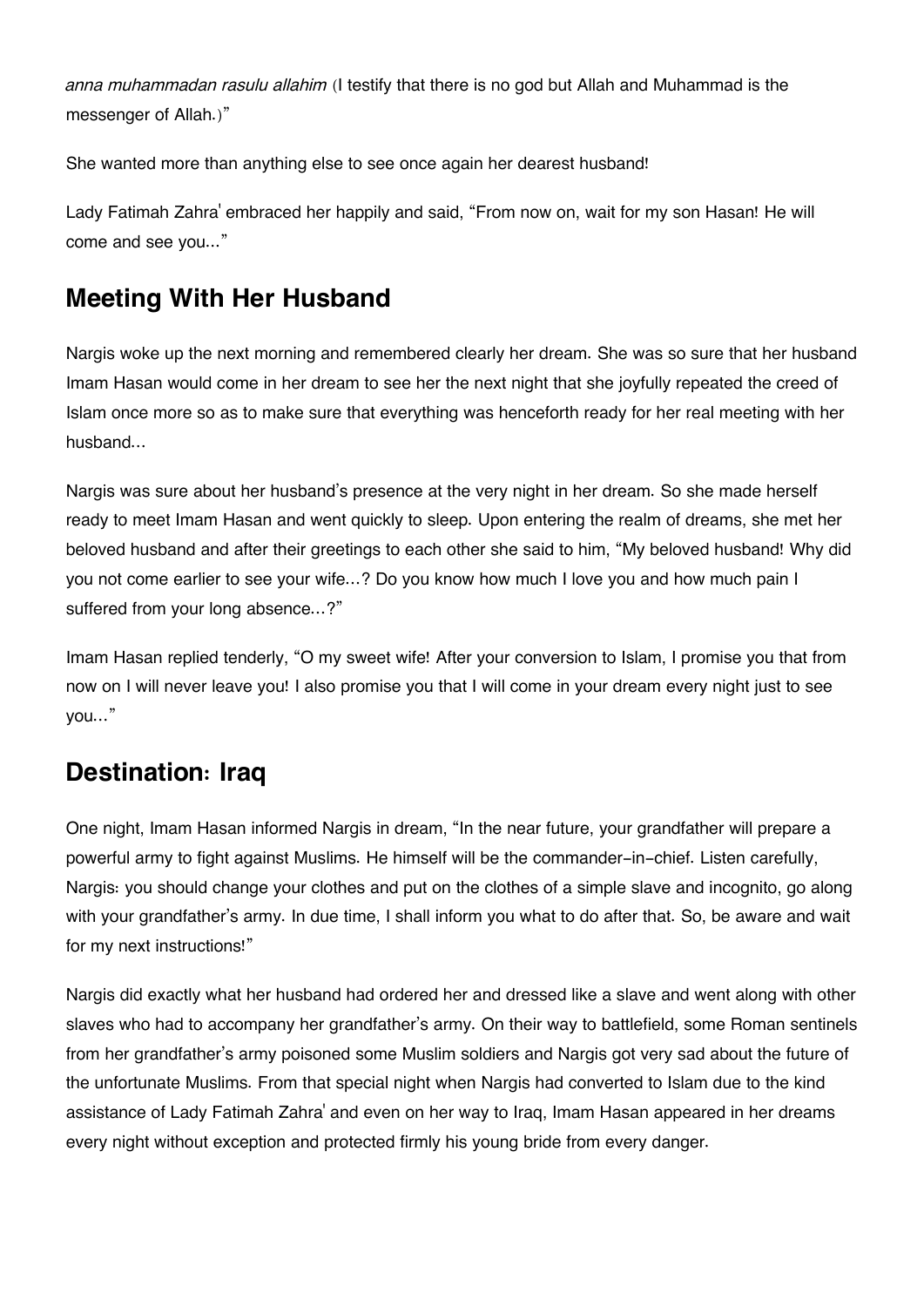*anna muhammadan rasulu allahim* (I testify that there is no god but Allah and Muhammad is the messenger of Allah.)"

She wanted more than anything else to see once again her dearest husband!

Lady Fatimah Zahra' embraced her happily and said, "From now on, wait for my son Hasan! He will come and see you..."

## Meeting With Her Husband

Nargis woke up the next morning and remembered clearly her dream. She was so sure that her husband Imam Hasan would come in her dream to see her the next night that she joyfully repeated the creed of Islam once more so as to make sure that everything was henceforth ready for her real meeting with her husband...

Nargis was sure about her husband's presence at the very night in her dream. So she made herself ready to meet Imam Hasan and went quickly to sleep. Upon entering the realm of dreams, she met her beloved husband and after their greetings to each other she said to him, "My beloved husband! Why did you not come earlier to see your wife...? Do you know how much I love you and how much pain I suffered from your long absence...?"

Imam Hasan replied tenderly, "O my sweet wife! After your conversion to Islam, I promise you that from now on I will never leave you! I also promise you that I will come in your dream every night just to see you..."

## Destination: Iraq

One night, Imam Hasan informed Nargis in dream, "In the near future, your grandfather will prepare a powerful army to fight against Muslims. He himself will be the commander-in-chief. Listen carefully, Nargis: you should change your clothes and put on the clothes of a simple slave and incognito, go along with your grandfather's army. In due time, I shall inform you what to do after that. So, be aware and wait for my next instructions!"

Nargis did exactly what her husband had ordered her and dressed like a slave and went along with other slaves who had to accompany her grandfather's army. On their way to battlefield, some Roman sentinels from her grandfather's army poisoned some Muslim soldiers and Nargis got very sad about the future of the unfortunate Muslims. From that special night when Nargis had converted to Islam due to the kind assistance of Lady Fatimah Zahra' and even on her way to Iraq, Imam Hasan appeared in her dreams every night without exception and protected firmly his young bride from every danger.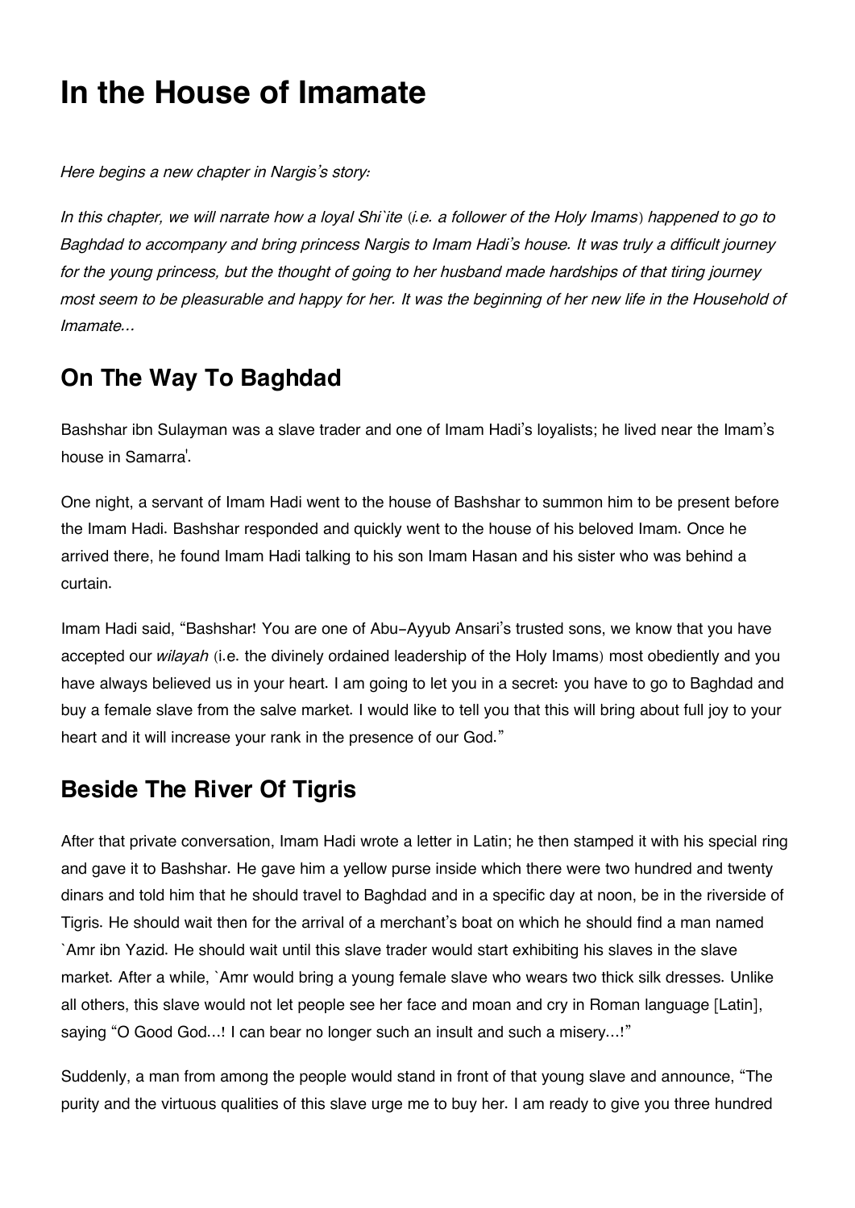# In the House of Imamate

*Here begins a new chapter in Nargis's story:*

*In this chapter, we will narrate how a loyal Shi`ite (i.e. a follower of the Holy Imams) happened to go to Baghdad to accompany and bring princess Nargis to Imam Hadi's house. It was truly a difficult journey for the young princess, but the thought of going to her husband made hardships of that tiring journey most seem to be pleasurable and happy for her. It was the beginning of her new life in the Household of Imamate...*

## On The Way To Baghdad

Bashshar ibn Sulayman was a slave trader and one of Imam Hadi's loyalists; he lived near the Imam's house in Samarra[1].

One night, a servant of Imam Hadi went to the house of Bashshar to summon him to be present before the Imam Hadi. Bashshar responded and quickly went to the house of his beloved Imam. Once he arrived there, he found Imam Hadi talking to his son Imam Hasan and his sister who was behind a curtain.

Imam Hadi said, "Bashshar! You are one of Abu-Ayyub Ansari's trusted sons, we know that you have accepted our *wilayah* (i.e. the divinely ordained leadership of the Holy Imams) most obediently and you have always believed us in your heart. I am going to let you in a secret: you have to go to Baghdad and buy a female slave from the salve market. I would like to tell you that this will bring about full joy to your heart and it will increase your rank in the presence of our God."

## Beside The River Of Tigris

After that private conversation, Imam Hadi wrote a letter in Latin; he then stamped it with his special ring and gave it to Bashshar. He gave him a yellow purse inside which there were two hundred and twenty dinars and told him that he should travel to Baghdad and in a specific day at noon, be in the riverside of Tigris. He should wait then for the arrival of a merchant's boat on which he should find a man named `Amr ibn Yazid. He should wait until this slave trader would start exhibiting his slaves in the slave market. After a while, `Amr would bring a young female slave who wears two thick silk dresses. Unlike all others, this slave would not let people see her face and moan and cry in Roman language [Latin], saying "O Good God...! I can bear no longer such an insult and such a misery...!"

Suddenly, a man from among the people would stand in front of that young slave and announce, "The purity and the virtuous qualities of this slave urge me to buy her. I am ready to give you three hundred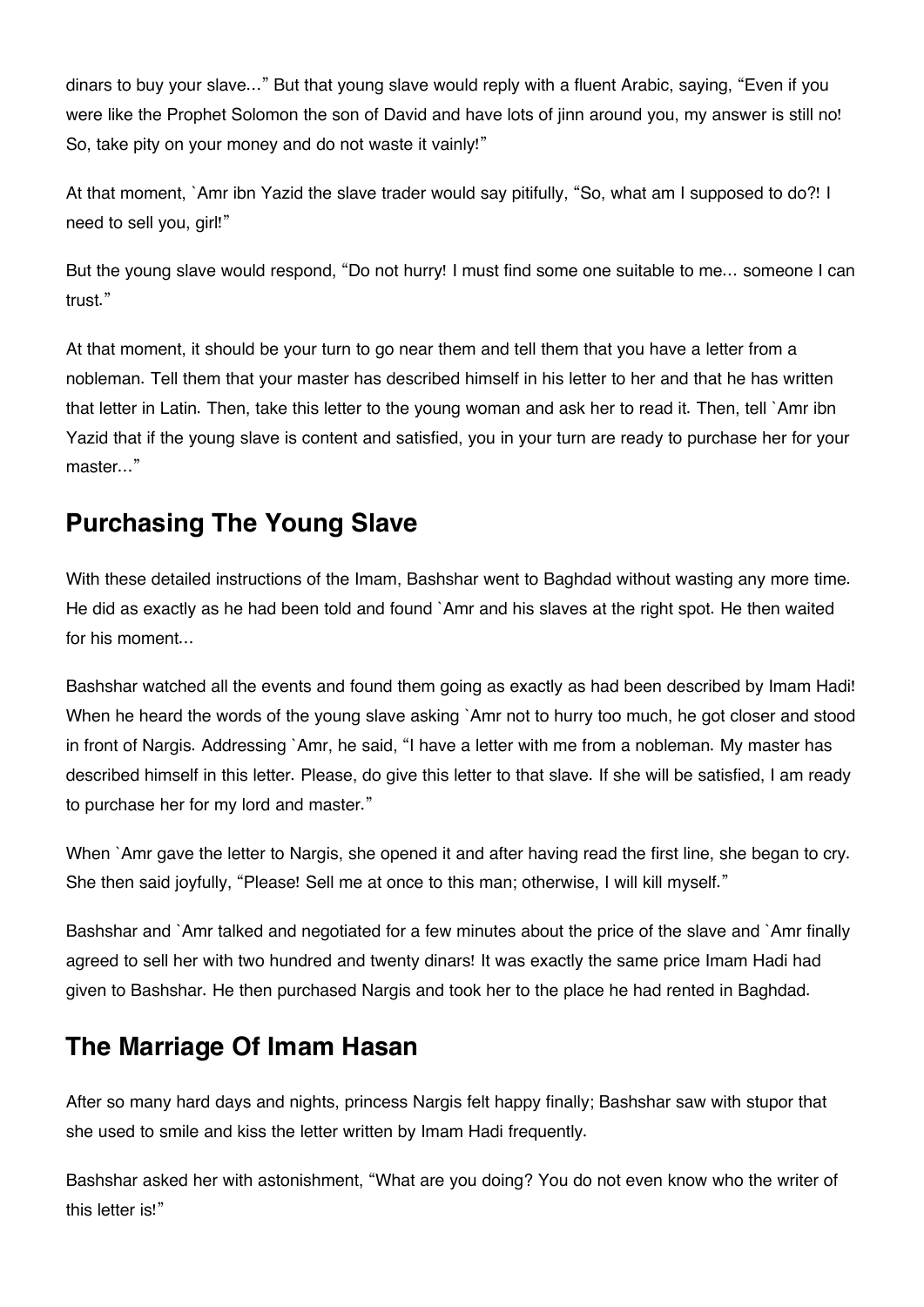dinars to buy your slave…" But that young slave would reply with a fluent Arabic, saying, "Even if you were like the Prophet Solomon the son of David and have lots of jinn around you, my answer is still no! So, take pity on your money and do not waste it vainly!"

At that moment, `Amr ibn Yazid the slave trader would say pitifully, "So, what am I supposed to do?! I need to sell you, girl!"

But the young slave would respond, "Do not hurry! I must find some one suitable to me… someone I can trust."

At that moment, it should be your turn to go near them and tell them that you have a letter from a nobleman. Tell them that your master has described himself in his letter to her and that he has written that letter in Latin. Then, take this letter to the young woman and ask her to read it. Then, tell `Amr ibn Yazid that if the young slave is content and satisfied, you in your turn are ready to purchase her for your master…"

## Purchasing The Young Slave

With these detailed instructions of the Imam, Bashshar went to Baghdad without wasting any more time. He did as exactly as he had been told and found `Amr and his slaves at the right spot. He then waited for his moment…

Bashshar watched all the events and found them going as exactly as had been described by Imam Hadi! When he heard the words of the young slave asking `Amr not to hurry too much, he got closer and stood in front of Nargis. Addressing `Amr, he said, "I have a letter with me from a nobleman. My master has described himself in this letter. Please, do give this letter to that slave. If she will be satisfied, I am ready to purchase her for my lord and master."

When `Amr gave the letter to Nargis, she opened it and after having read the first line, she began to cry. She then said joyfully, "Please! Sell me at once to this man; otherwise, I will kill myself."

Bashshar and `Amr talked and negotiated for a few minutes about the price of the slave and `Amr finally agreed to sell her with two hundred and twenty dinars! It was exactly the same price Imam Hadi had given to Bashshar. He then purchased Nargis and took her to the place he had rented in Baghdad.

## The Marriage Of Imam Hasan

After so many hard days and nights, princess Nargis felt happy finally; Bashshar saw with stupor that she used to smile and kiss the letter written by Imam Hadi frequently.

Bashshar asked her with astonishment, "What are you doing? You do not even know who the writer of this letter is!"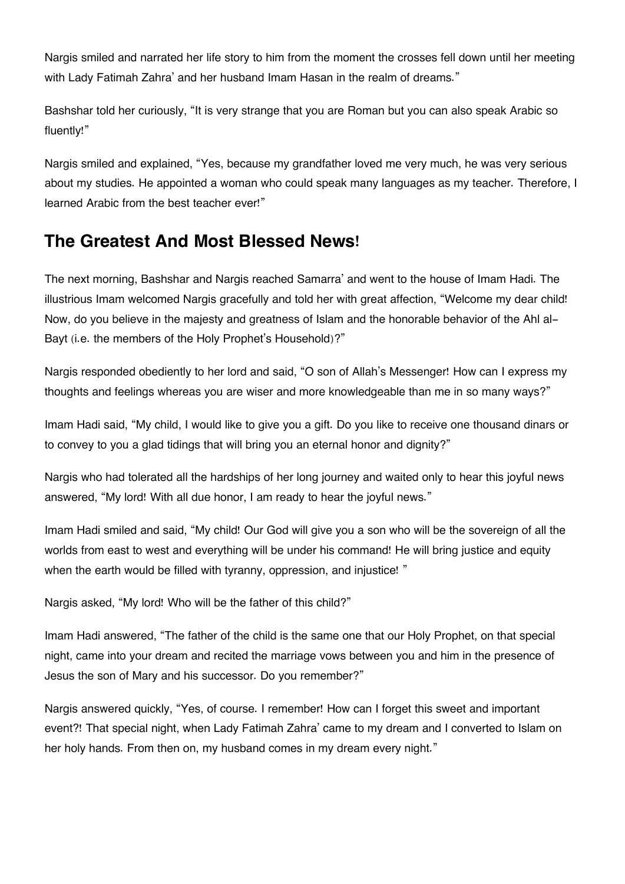Nargis smiled and narrated her life story to him from the moment the crosses fell down until her meeting with Lady Fatimah Zahra' and her husband Imam Hasan in the realm of dreams."

Bashshar told her curiously, "It is very strange that you are Roman but you can also speak Arabic so fluently!"

Nargis smiled and explained, "Yes, because my grandfather loved me very much, he was very serious about my studies. He appointed a woman who could speak many languages as my teacher. Therefore, I learned Arabic from the best teacher ever!"

## The Greatest And Most Blessed News!

The next morning, Bashshar and Nargis reached Samarra' and went to the house of Imam Hadi. The illustrious Imam welcomed Nargis gracefully and told her with great affection, "Welcome my dear child! Now, do you believe in the majesty and greatness of Islam and the honorable behavior of the Ahl al-Bayt (i.e. the members of the Holy Prophet's Household)?"

Nargis responded obediently to her lord and said, "O son of Allah's Messenger! How can I express my thoughts and feelings whereas you are wiser and more knowledgeable than me in so many ways?"

Imam Hadi said, "My child, I would like to give you a gift. Do you like to receive one thousand dinars or to convey to you a glad tidings that will bring you an eternal honor and dignity?"

Nargis who had tolerated all the hardships of her long journey and waited only to hear this joyful news answered, "My lord! With all due honor, I am ready to hear the joyful news."

Imam Hadi smiled and said, "My child! Our God will give you a son who will be the sovereign of all the worlds from east to west and everything will be under his command! He will bring justice and equity when the earth would be filled with tyranny, oppression, and injustice! "

Nargis asked, "My lord! Who will be the father of this child?"

Imam Hadi answered, "The father of the child is the same one that our Holy Prophet, on that special night, came into your dream and recited the marriage vows between you and him in the presence of Jesus the son of Mary and his successor. Do you remember?"

Nargis answered quickly, "Yes, of course. I remember! How can I forget this sweet and important event?! That special night, when Lady Fatimah Zahra' came to my dream and I converted to Islam on her holy hands. From then on, my husband comes in my dream every night."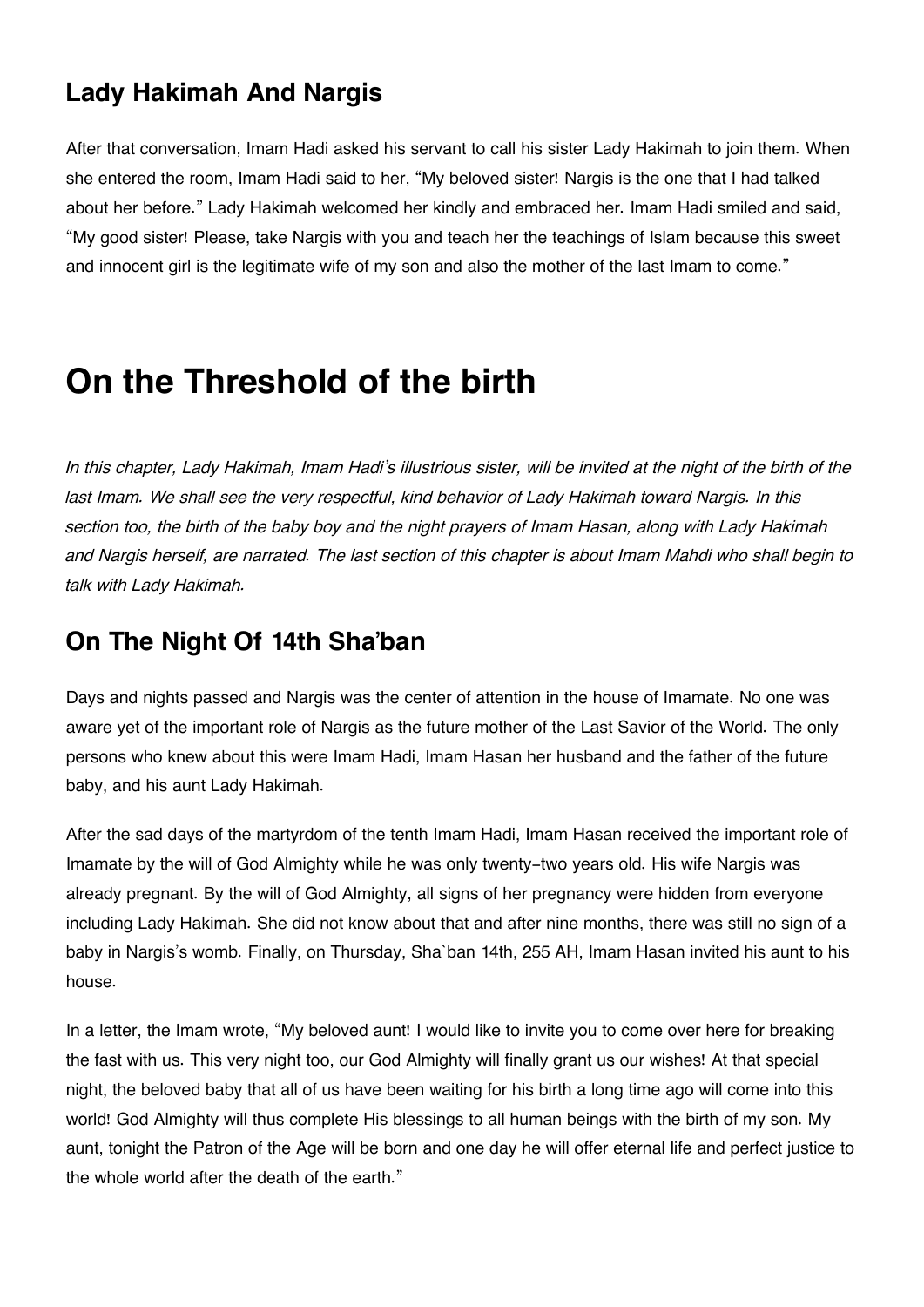## Lady Hakimah And Nargis

After that conversation, Imam Hadi asked his servant to call his sister Lady Hakimah to join them. When she entered the room, Imam Hadi said to her, "My beloved sister! Nargis is the one that I had talked about her before." Lady Hakimah welcomed her kindly and embraced her. Imam Hadi smiled and said, "My good sister! Please, take Nargis with you and teach her the teachings of Islam because this sweet and innocent girl is the legitimate wife of my son and also the mother of the last Imam to come."

# On the Threshold of the birth

*In this chapter, Lady Hakimah, Imam Hadi's illustrious sister, will be invited at the night of the birth of the last Imam. We shall see the very respectful, kind behavior of Lady Hakimah toward Nargis. In this section too, the birth of the baby boy and the night prayers of Imam Hasan, along with Lady Hakimah and Nargis herself, are narrated. The last section of this chapter is about Imam Mahdi who shall begin to talk with Lady Hakimah.*

## On The Night Of 14th Sha'ban

Days and nights passed and Nargis was the center of attention in the house of Imamate. No one was aware yet of the important role of Nargis as the future mother of the Last Savior of the World. The only persons who knew about this were Imam Hadi, Imam Hasan her husband and the father of the future baby, and his aunt Lady Hakimah.

After the sad days of the martyrdom of the tenth Imam Hadi, Imam Hasan received the important role of Imamate by the will of God Almighty while he was only twenty-two years old. His wife Nargis was already pregnant. By the will of God Almighty, all signs of her pregnancy were hidden from everyone including Lady Hakimah. She did not know about that and after nine months, there was still no sign of a baby in Nargis's womb. Finally, on Thursday, Sha`ban 14th, 255 AH, Imam Hasan invited his aunt to his house.

In a letter, the Imam wrote, "My beloved aunt! I would like to invite you to come over here for breaking the fast with us. This very night too, our God Almighty will finally grant us our wishes! At that special night, the beloved baby that all of us have been waiting for his birth a long time ago will come into this world! God Almighty will thus complete His blessings to all human beings with the birth of my son. My aunt, tonight the Patron of the Age will be born and one day he will offer eternal life and perfect justice to the whole world after the death of the earth."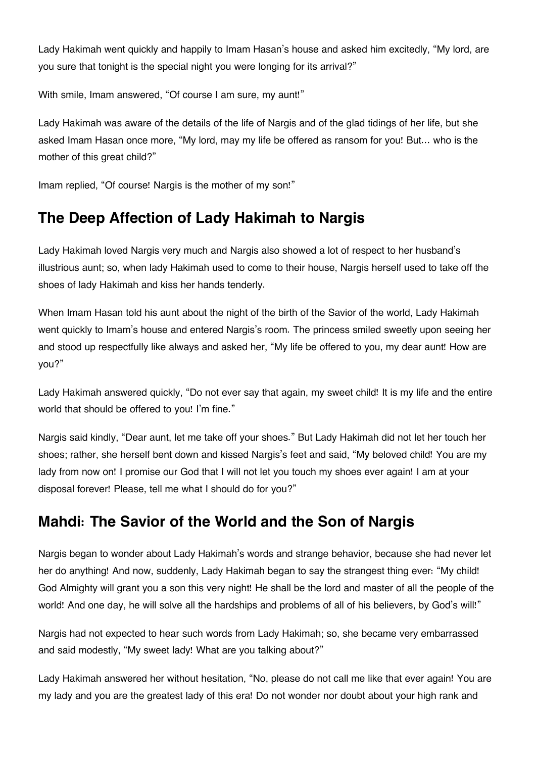Lady Hakimah went quickly and happily to Imam Hasan's house and asked him excitedly, "My lord, are you sure that tonight is the special night you were longing for its arrival?"

With smile, Imam answered, "Of course I am sure, my aunt!"

Lady Hakimah was aware of the details of the life of Nargis and of the glad tidings of her life, but she asked Imam Hasan once more, "My lord, may my life be offered as ransom for you! But… who is the mother of this great child?"

Imam replied, "Of course! Nargis is the mother of my son!"

## The Deep Affection of Lady Hakimah to Nargis

Lady Hakimah loved Nargis very much and Nargis also showed a lot of respect to her husband's illustrious aunt; so, when lady Hakimah used to come to their house, Nargis herself used to take off the shoes of lady Hakimah and kiss her hands tenderly.

When Imam Hasan told his aunt about the night of the birth of the Savior of the world, Lady Hakimah went quickly to Imam's house and entered Nargis's room. The princess smiled sweetly upon seeing her and stood up respectfully like always and asked her, "My life be offered to you, my dear aunt! How are you?"

Lady Hakimah answered quickly, "Do not ever say that again, my sweet child! It is my life and the entire world that should be offered to you! I'm fine."

Nargis said kindly, "Dear aunt, let me take off your shoes." But Lady Hakimah did not let her touch her shoes; rather, she herself bent down and kissed Nargis's feet and said, "My beloved child! You are my lady from now on! I promise our God that I will not let you touch my shoes ever again! I am at your disposal forever! Please, tell me what I should do for you?"

## Mahdi: The Savior of the World and the Son of Nargis

Nargis began to wonder about Lady Hakimah's words and strange behavior, because she had never let her do anything! And now, suddenly, Lady Hakimah began to say the strangest thing ever: "My child! God Almighty will grant you a son this very night! He shall be the lord and master of all the people of the world! And one day, he will solve all the hardships and problems of all of his believers, by God's will!"

Nargis had not expected to hear such words from Lady Hakimah; so, she became very embarrassed and said modestly, "My sweet lady! What are you talking about?"

Lady Hakimah answered her without hesitation, "No, please do not call me like that ever again! You are my lady and you are the greatest lady of this era! Do not wonder nor doubt about your high rank and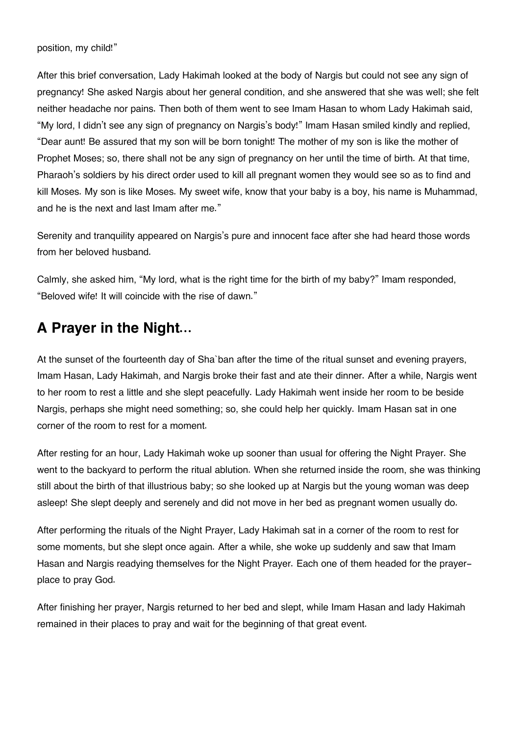position, my child!"

After this brief conversation, Lady Hakimah looked at the body of Nargis but could not see any sign of pregnancy! She asked Nargis about her general condition, and she answered that she was well; she felt neither headache nor pains. Then both of them went to see Imam Hasan to whom Lady Hakimah said, "My lord, I didn't see any sign of pregnancy on Nargis's body!" Imam Hasan smiled kindly and replied, "Dear aunt! Be assured that my son will be born tonight! The mother of my son is like the mother of Prophet Moses; so, there shall not be any sign of pregnancy on her until the time of birth. At that time, Pharaoh's soldiers by his direct order used to kill all pregnant women they would see so as to find and kill Moses. My son is like Moses. My sweet wife, know that your baby is a boy, his name is Muhammad, and he is the next and last Imam after me."

Serenity and tranquility appeared on Nargis's pure and innocent face after she had heard those words from her beloved husband.

Calmly, she asked him, "My lord, what is the right time for the birth of my baby?" Imam responded, "Beloved wife! It will coincide with the rise of dawn."

## A Prayer in the Night...

At the sunset of the fourteenth day of Sha`ban after the time of the ritual sunset and evening prayers, Imam Hasan, Lady Hakimah, and Nargis broke their fast and ate their dinner. After a while, Nargis went to her room to rest a little and she slept peacefully. Lady Hakimah went inside her room to be beside Nargis, perhaps she might need something; so, she could help her quickly. Imam Hasan sat in one corner of the room to rest for a moment.

After resting for an hour, Lady Hakimah woke up sooner than usual for offering the Night Prayer. She went to the backyard to perform the ritual ablution. When she returned inside the room, she was thinking still about the birth of that illustrious baby; so she looked up at Nargis but the young woman was deep asleep! She slept deeply and serenely and did not move in her bed as pregnant women usually do.

After performing the rituals of the Night Prayer, Lady Hakimah sat in a corner of the room to rest for some moments, but she slept once again. After a while, she woke up suddenly and saw that Imam Hasan and Nargis readying themselves for the Night Prayer. Each one of them headed for the prayer-place to pray God.

After finishing her prayer, Nargis returned to her bed and slept, while Imam Hasan and lady Hakimah remained in their places to pray and wait for the beginning of that great event.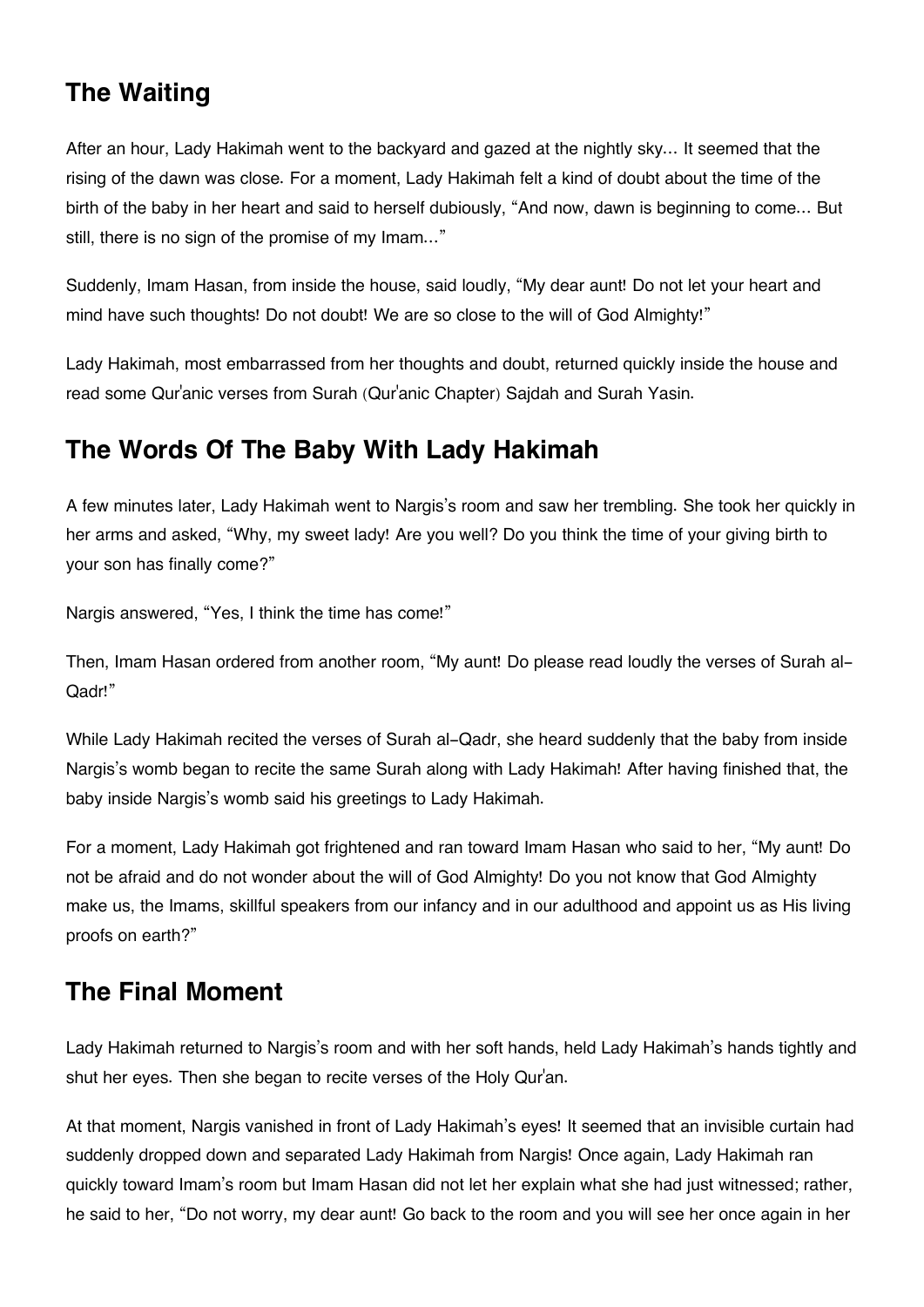## The Waiting

After an hour, Lady Hakimah went to the backyard and gazed at the nightly sky... It seemed that the rising of the dawn was close. For a moment, Lady Hakimah felt a kind of doubt about the time of the birth of the baby in her heart and said to herself dubiously, "And now, dawn is beginning to come... But still, there is no sign of the promise of my Imam..."

Suddenly, Imam Hasan, from inside the house, said loudly, "My dear aunt! Do not let your heart and mind have such thoughts! Do not doubt! We are so close to the will of God Almighty!"

Lady Hakimah, most embarrassed from her thoughts and doubt, returned quickly inside the house and read some Qur'anic verses from Surah (Qur'anic Chapter) Sajdah and Surah Yasin.

## The Words Of The Baby With Lady Hakimah

A few minutes later, Lady Hakimah went to Nargis's room and saw her trembling. She took her quickly in her arms and asked, "Why, my sweet lady! Are you well? Do you think the time of your giving birth to your son has finally come?"

Nargis answered, "Yes, I think the time has come!"

Then, Imam Hasan ordered from another room, "My aunt! Do please read loudly the verses of Surah al-Qadr!"

While Lady Hakimah recited the verses of Surah al-Qadr, she heard suddenly that the baby from inside Nargis's womb began to recite the same Surah along with Lady Hakimah! After having finished that, the baby inside Nargis's womb said his greetings to Lady Hakimah.

For a moment, Lady Hakimah got frightened and ran toward Imam Hasan who said to her, "My aunt! Do not be afraid and do not wonder about the will of God Almighty! Do you not know that God Almighty make us, the Imams, skillful speakers from our infancy and in our adulthood and appoint us as His living proofs on earth?"

## The Final Moment

Lady Hakimah returned to Nargis's room and with her soft hands, held Lady Hakimah's hands tightly and shut her eyes. Then she began to recite verses of the Holy Qur'an.

At that moment, Nargis vanished in front of Lady Hakimah's eyes! It seemed that an invisible curtain had suddenly dropped down and separated Lady Hakimah from Nargis! Once again, Lady Hakimah ran quickly toward Imam's room but Imam Hasan did not let her explain what she had just witnessed; rather, he said to her, "Do not worry, my dear aunt! Go back to the room and you will see her once again in her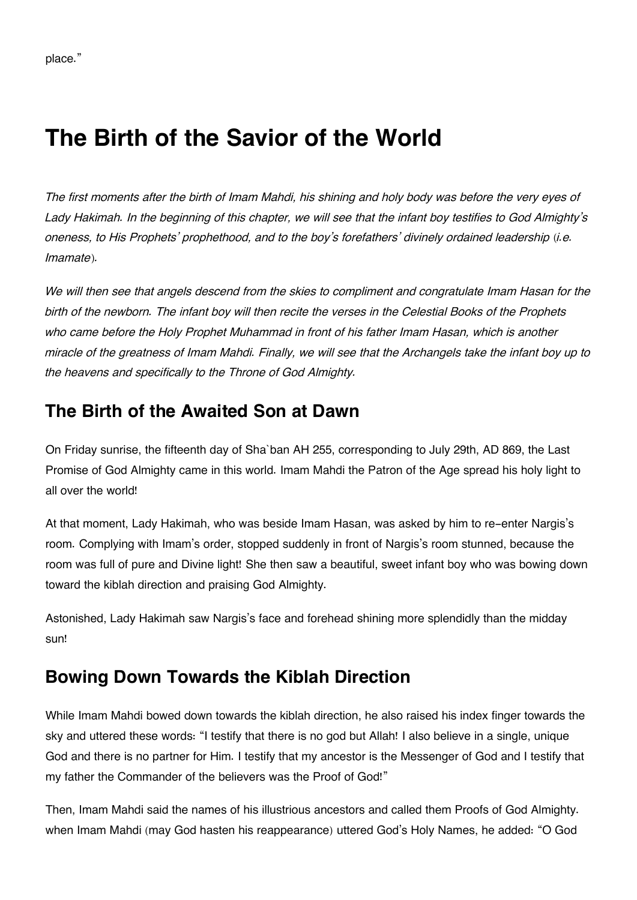place."

# The Birth of the Savior of the World

*The first moments after the birth of Imam Mahdi, his shining and holy body was before the very eyes of Lady Hakimah. In the beginning of this chapter, we will see that the infant boy testifies to God Almighty's oneness, to His Prophets' prophethood, and to the boy's forefathers' divinely ordained leadership (i.e. Imamate).*

*We will then see that angels descend from the skies to compliment and congratulate Imam Hasan for the birth of the newborn. The infant boy will then recite the verses in the Celestial Books of the Prophets who came before the Holy Prophet Muhammad in front of his father Imam Hasan, which is another miracle of the greatness of Imam Mahdi. Finally, we will see that the Archangels take the infant boy up to the heavens and specifically to the Throne of God Almighty.*

## The Birth of the Awaited Son at Dawn

On Friday sunrise, the fifteenth day of Sha`ban AH 255, corresponding to July 29th, AD 869, the Last Promise of God Almighty came in this world. Imam Mahdi the Patron of the Age spread his holy light to all over the world!

At that moment, Lady Hakimah, who was beside Imam Hasan, was asked by him to re-enter Nargis's room. Complying with Imam's order, stopped suddenly in front of Nargis's room stunned, because the room was full of pure and Divine light! She then saw a beautiful, sweet infant boy who was bowing down toward the kiblah direction and praising God Almighty.

Astonished, Lady Hakimah saw Nargis's face and forehead shining more splendidly than the midday sun!

## Bowing Down Towards the Kiblah Direction

While Imam Mahdi bowed down towards the kiblah direction, he also raised his index finger towards the sky and uttered these words: "I testify that there is no god but Allah! I also believe in a single, unique God and there is no partner for Him. I testify that my ancestor is the Messenger of God and I testify that my father the Commander of the believers was the Proof of God!"

Then, Imam Mahdi said the names of his illustrious ancestors and called them Proofs of God Almighty. when Imam Mahdi (may God hasten his reappearance) uttered God's Holy Names, he added: "O God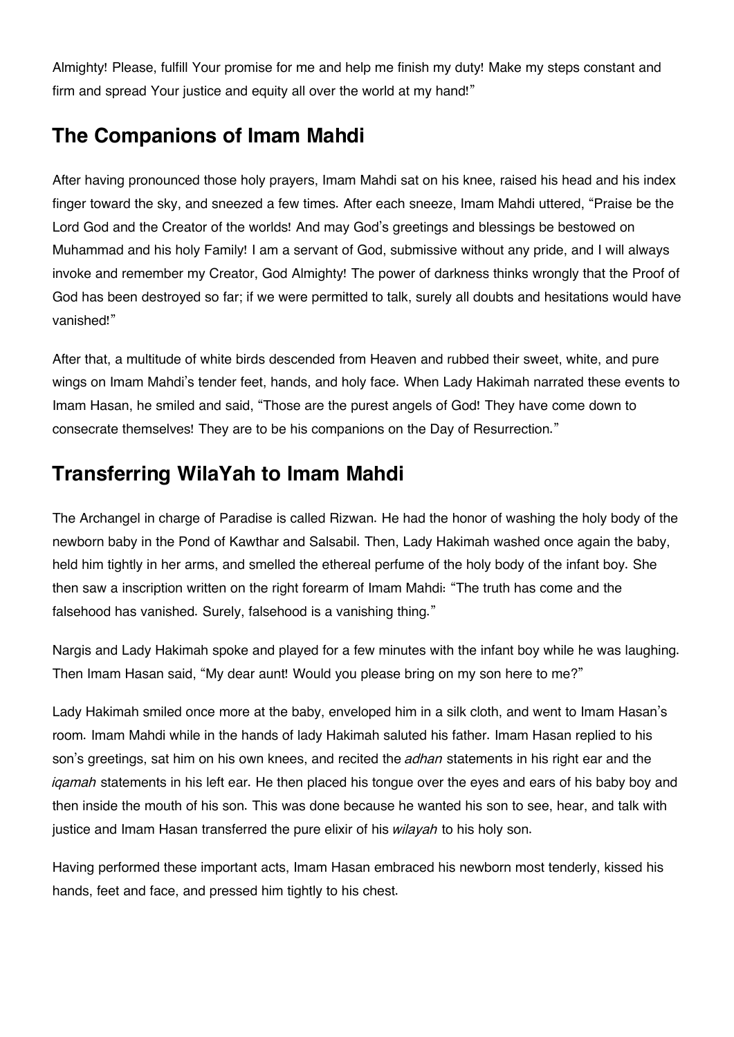Almighty! Please, fulfill Your promise for me and help me finish my duty! Make my steps constant and firm and spread Your justice and equity all over the world at my hand!"

## The Companions of Imam Mahdi

After having pronounced those holy prayers, Imam Mahdi sat on his knee, raised his head and his index finger toward the sky, and sneezed a few times. After each sneeze, Imam Mahdi uttered, "Praise be the Lord God and the Creator of the worlds! And may God's greetings and blessings be bestowed on Muhammad and his holy Family! I am a servant of God, submissive without any pride, and I will always invoke and remember my Creator, God Almighty! The power of darkness thinks wrongly that the Proof of God has been destroyed so far; if we were permitted to talk, surely all doubts and hesitations would have vanished!"

After that, a multitude of white birds descended from Heaven and rubbed their sweet, white, and pure wings on Imam Mahdi's tender feet, hands, and holy face. When Lady Hakimah narrated these events to Imam Hasan, he smiled and said, "Those are the purest angels of God! They have come down to consecrate themselves! They are to be his companions on the Day of Resurrection."

## Transferring WilaYah to Imam Mahdi

The Archangel in charge of Paradise is called Rizwan. He had the honor of washing the holy body of the newborn baby in the Pond of Kawthar and Salsabil. Then, Lady Hakimah washed once again the baby, held him tightly in her arms, and smelled the ethereal perfume of the holy body of the infant boy. She then saw a inscription written on the right forearm of Imam Mahdi: "The truth has come and the falsehood has vanished. Surely, falsehood is a vanishing thing."

Nargis and Lady Hakimah spoke and played for a few minutes with the infant boy while he was laughing. Then Imam Hasan said, "My dear aunt! Would you please bring on my son here to me?"

Lady Hakimah smiled once more at the baby, enveloped him in a silk cloth, and went to Imam Hasan's room. Imam Mahdi while in the hands of lady Hakimah saluted his father. Imam Hasan replied to his son's greetings, sat him on his own knees, and recited the *adhan* statements in his right ear and the *iqamah* statements in his left ear. He then placed his tongue over the eyes and ears of his baby boy and then inside the mouth of his son. This was done because he wanted his son to see, hear, and talk with justice and Imam Hasan transferred the pure elixir of his *wilayah* to his holy son.

Having performed these important acts, Imam Hasan embraced his newborn most tenderly, kissed his hands, feet and face, and pressed him tightly to his chest.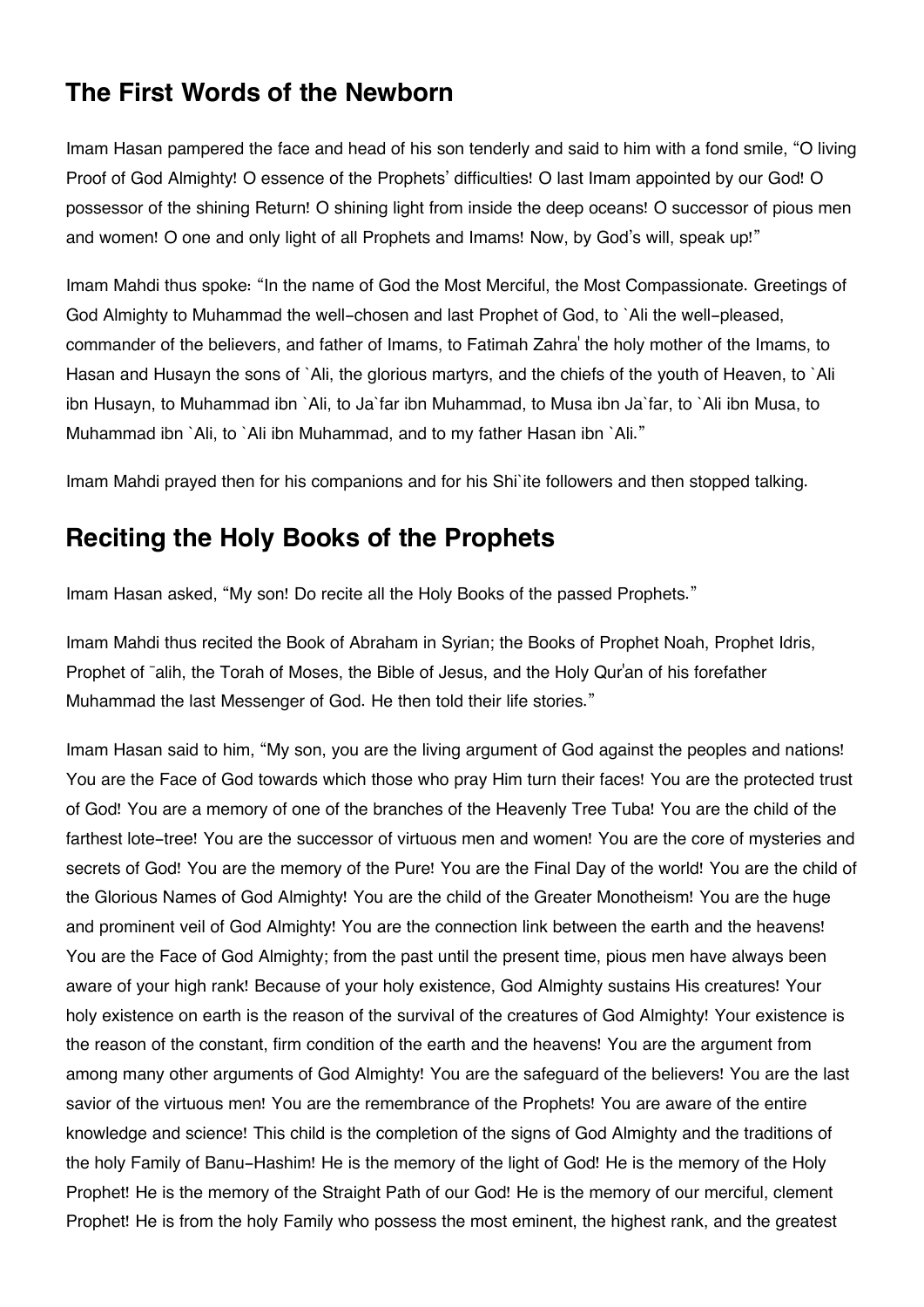## The First Words of the Newborn

Imam Hasan pampered the face and head of his son tenderly and said to him with a fond smile, "O living Proof of God Almighty! O essence of the Prophets' difficulties! O last Imam appointed by our God! O possessor of the shining Return! O shining light from inside the deep oceans! O successor of pious men and women! O one and only light of all Prophets and Imams! Now, by God's will, speak up!"

Imam Mahdi thus spoke: "In the name of God the Most Merciful, the Most Compassionate. Greetings of God Almighty to Muhammad the well-chosen and last Prophet of God, to `Ali the well-pleased, commander of the believers, and father of Imams, to Fatimah Zahra' the holy mother of the Imams, to Hasan and Husayn the sons of `Ali, the glorious martyrs, and the chiefs of the youth of Heaven, to `Ali ibn Husayn, to Muhammad ibn `Ali, to Ja`far ibn Muhammad, to Musa ibn Ja`far, to `Ali ibn Musa, to Muhammad ibn `Ali, to `Ali ibn Muhammad, and to my father Hasan ibn `Ali."

Imam Mahdi prayed then for his companions and for his Shi`ite followers and then stopped talking.

## Reciting the Holy Books of the Prophets

Imam Hasan asked, "My son! Do recite all the Holy Books of the passed Prophets."

Imam Mahdi thus recited the Book of Abraham in Syrian; the Books of Prophet Noah, Prophet Idris, Prophet of ¯alih, the Torah of Moses, the Bible of Jesus, and the Holy Qur'an of his forefather Muhammad the last Messenger of God. He then told their life stories."

Imam Hasan said to him, "My son, you are the living argument of God against the peoples and nations! You are the Face of God towards which those who pray Him turn their faces! You are the protected trust of God! You are a memory of one of the branches of the Heavenly Tree Tuba! You are the child of the farthest lote-tree! You are the successor of virtuous men and women! You are the core of mysteries and secrets of God! You are the memory of the Pure! You are the Final Day of the world! You are the child of the Glorious Names of God Almighty! You are the child of the Greater Monotheism! You are the huge and prominent veil of God Almighty! You are the connection link between the earth and the heavens! You are the Face of God Almighty; from the past until the present time, pious men have always been aware of your high rank! Because of your holy existence, God Almighty sustains His creatures! Your holy existence on earth is the reason of the survival of the creatures of God Almighty! Your existence is the reason of the constant, firm condition of the earth and the heavens! You are the argument from among many other arguments of God Almighty! You are the safeguard of the believers! You are the last savior of the virtuous men! You are the remembrance of the Prophets! You are aware of the entire knowledge and science! This child is the completion of the signs of God Almighty and the traditions of the holy Family of Banu-Hashim! He is the memory of the light of God! He is the memory of the Holy Prophet! He is the memory of the Straight Path of our God! He is the memory of our merciful, clement Prophet! He is from the holy Family who possess the most eminent, the highest rank, and the greatest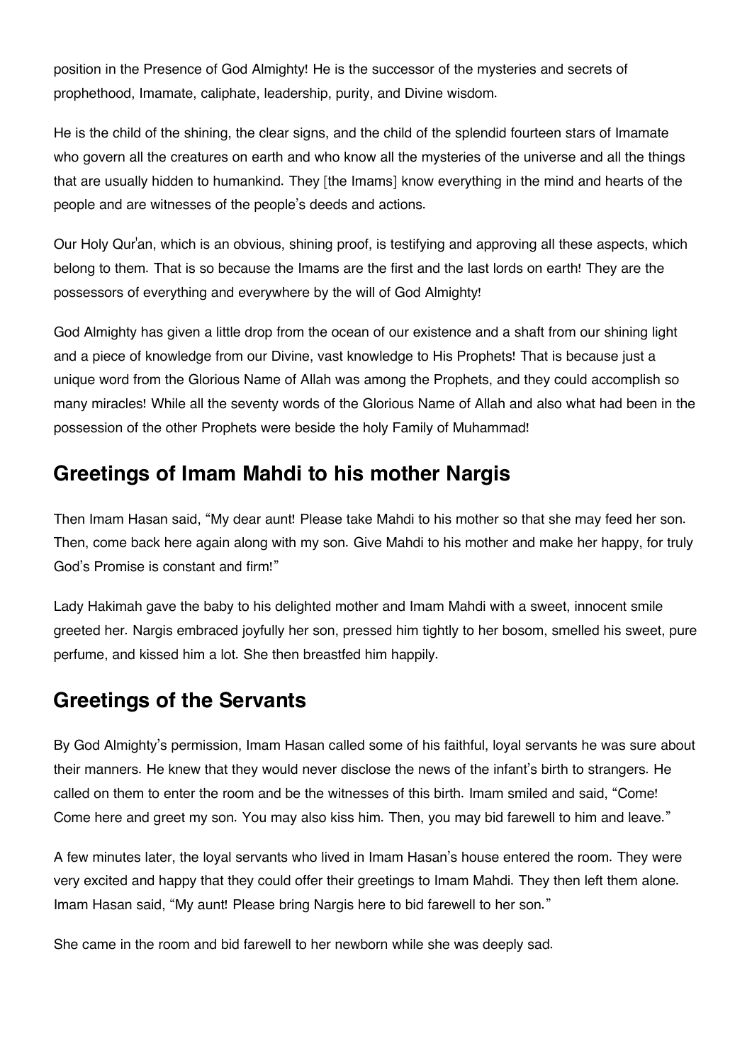position in the Presence of God Almighty! He is the successor of the mysteries and secrets of prophethood, Imamate, caliphate, leadership, purity, and Divine wisdom.

He is the child of the shining, the clear signs, and the child of the splendid fourteen stars of Imamate who govern all the creatures on earth and who know all the mysteries of the universe and all the things that are usually hidden to humankind. They [the Imams] know everything in the mind and hearts of the people and are witnesses of the people's deeds and actions.

Our Holy Qur'an, which is an obvious, shining proof, is testifying and approving all these aspects, which belong to them. That is so because the Imams are the first and the last lords on earth! They are the possessors of everything and everywhere by the will of God Almighty!

God Almighty has given a little drop from the ocean of our existence and a shaft from our shining light and a piece of knowledge from our Divine, vast knowledge to His Prophets! That is because just a unique word from the Glorious Name of Allah was among the Prophets, and they could accomplish so many miracles! While all the seventy words of the Glorious Name of Allah and also what had been in the possession of the other Prophets were beside the holy Family of Muhammad!

## Greetings of Imam Mahdi to his mother Nargis

Then Imam Hasan said, "My dear aunt! Please take Mahdi to his mother so that she may feed her son. Then, come back here again along with my son. Give Mahdi to his mother and make her happy, for truly God's Promise is constant and firm!"

Lady Hakimah gave the baby to his delighted mother and Imam Mahdi with a sweet, innocent smile greeted her. Nargis embraced joyfully her son, pressed him tightly to her bosom, smelled his sweet, pure perfume, and kissed him a lot. She then breastfed him happily.

## Greetings of the Servants

By God Almighty's permission, Imam Hasan called some of his faithful, loyal servants he was sure about their manners. He knew that they would never disclose the news of the infant's birth to strangers. He called on them to enter the room and be the witnesses of this birth. Imam smiled and said, "Come! Come here and greet my son. You may also kiss him. Then, you may bid farewell to him and leave."

A few minutes later, the loyal servants who lived in Imam Hasan's house entered the room. They were very excited and happy that they could offer their greetings to Imam Mahdi. They then left them alone. Imam Hasan said, "My aunt! Please bring Nargis here to bid farewell to her son."

She came in the room and bid farewell to her newborn while she was deeply sad.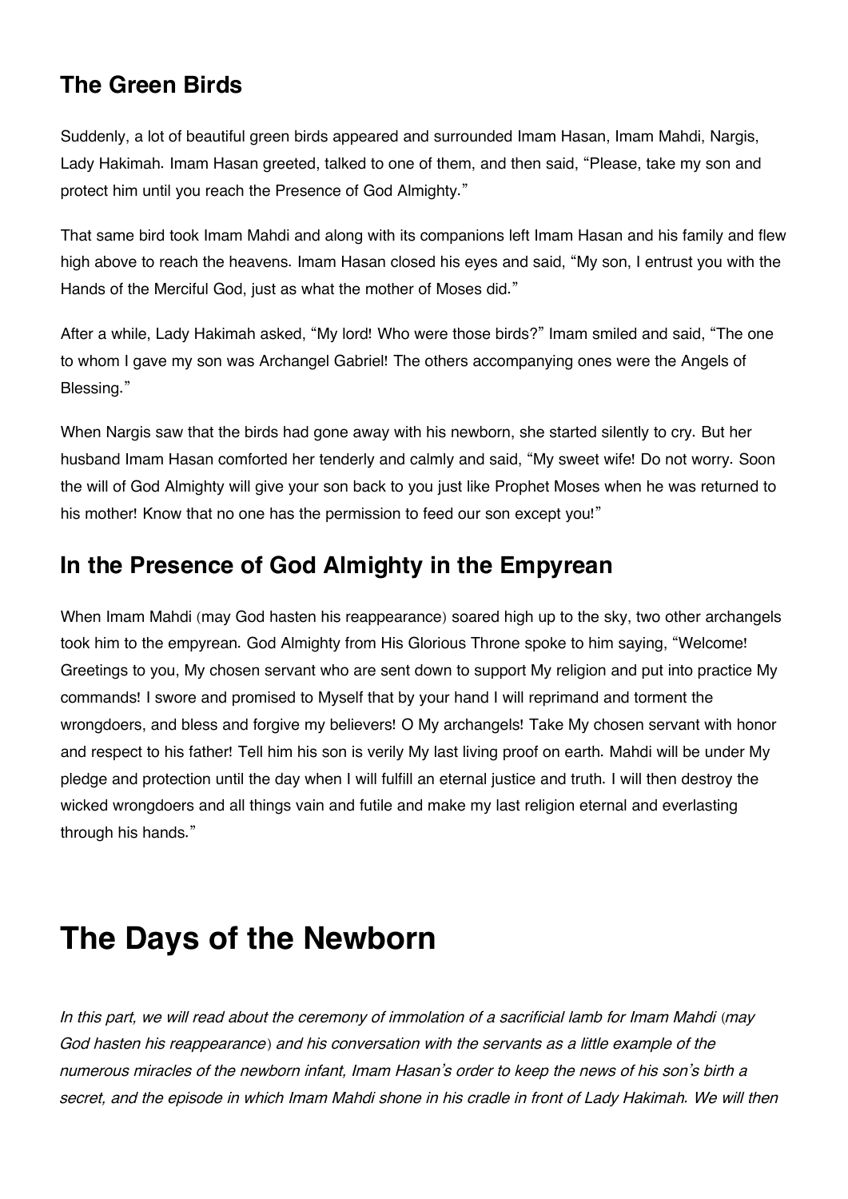## The Green Birds

Suddenly, a lot of beautiful green birds appeared and surrounded Imam Hasan, Imam Mahdi, Nargis, Lady Hakimah. Imam Hasan greeted, talked to one of them, and then said, "Please, take my son and protect him until you reach the Presence of God Almighty."

That same bird took Imam Mahdi and along with its companions left Imam Hasan and his family and flew high above to reach the heavens. Imam Hasan closed his eyes and said, "My son, I entrust you with the Hands of the Merciful God, just as what the mother of Moses did."

After a while, Lady Hakimah asked, "My lord! Who were those birds?" Imam smiled and said, "The one to whom I gave my son was Archangel Gabriel! The others accompanying ones were the Angels of Blessing."

When Nargis saw that the birds had gone away with his newborn, she started silently to cry. But her husband Imam Hasan comforted her tenderly and calmly and said, "My sweet wife! Do not worry. Soon the will of God Almighty will give your son back to you just like Prophet Moses when he was returned to his mother! Know that no one has the permission to feed our son except you!"

## In the Presence of God Almighty in the Empyrean

When Imam Mahdi (may God hasten his reappearance) soared high up to the sky, two other archangels took him to the empyrean. God Almighty from His Glorious Throne spoke to him saying, "Welcome! Greetings to you, My chosen servant who are sent down to support My religion and put into practice My commands! I swore and promised to Myself that by your hand I will reprimand and torment the wrongdoers, and bless and forgive my believers! O My archangels! Take My chosen servant with honor and respect to his father! Tell him his son is verily My last living proof on earth. Mahdi will be under My pledge and protection until the day when I will fulfill an eternal justice and truth. I will then destroy the wicked wrongdoers and all things vain and futile and make my last religion eternal and everlasting through his hands."

# The Days of the Newborn

*In this part, we will read about the ceremony of immolation of a sacrificial lamb for Imam Mahdi (may God hasten his reappearance) and his conversation with the servants as a little example of the numerous miracles of the newborn infant, Imam Hasan's order to keep the news of his son's birth a secret, and the episode in which Imam Mahdi shone in his cradle in front of Lady Hakimah. We will then*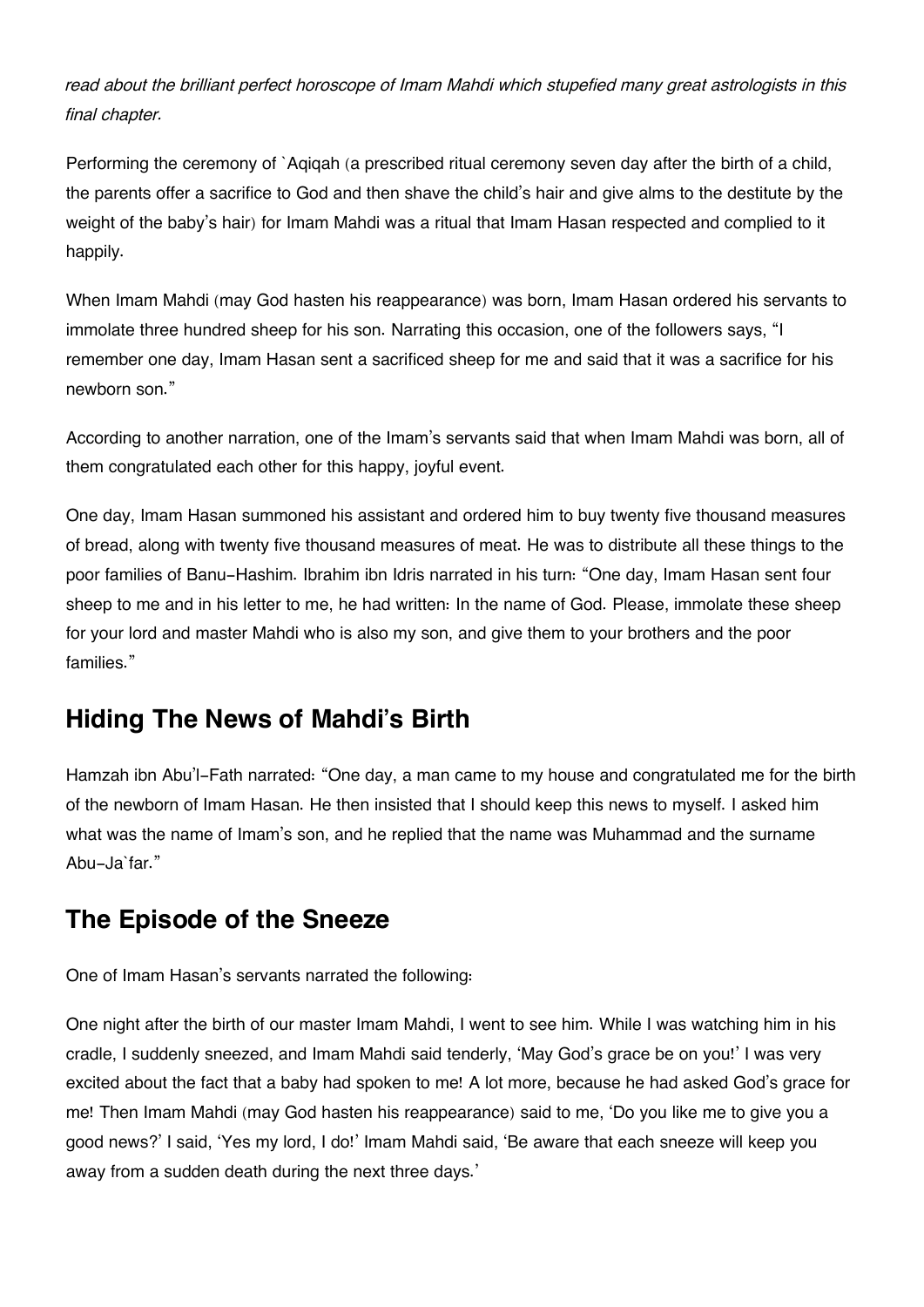*read about the brilliant perfect horoscope of Imam Mahdi which stupefied many great astrologists in this final chapter.*

Performing the ceremony of `Aqiqah (a prescribed ritual ceremony seven day after the birth of a child, the parents offer a sacrifice to God and then shave the child's hair and give alms to the destitute by the weight of the baby's hair) for Imam Mahdi was a ritual that Imam Hasan respected and complied to it happily.

When Imam Mahdi (may God hasten his reappearance) was born, Imam Hasan ordered his servants to immolate three hundred sheep for his son. Narrating this occasion, one of the followers says, "I remember one day, Imam Hasan sent a sacrificed sheep for me and said that it was a sacrifice for his newborn son."

According to another narration, one of the Imam's servants said that when Imam Mahdi was born, all of them congratulated each other for this happy, joyful event.

One day, Imam Hasan summoned his assistant and ordered him to buy twenty five thousand measures of bread, along with twenty five thousand measures of meat. He was to distribute all these things to the poor families of Banu-Hashim. Ibrahim ibn Idris narrated in his turn: "One day, Imam Hasan sent four sheep to me and in his letter to me, he had written: In the name of God. Please, immolate these sheep for your lord and master Mahdi who is also my son, and give them to your brothers and the poor families."

## Hiding The News of Mahdi's Birth

Hamzah ibn Abu'l-Fath narrated: "One day, a man came to my house and congratulated me for the birth of the newborn of Imam Hasan. He then insisted that I should keep this news to myself. I asked him what was the name of Imam's son, and he replied that the name was Muhammad and the surname Abu-Ja`far."

## The Episode of the Sneeze

One of Imam Hasan's servants narrated the following:

One night after the birth of our master Imam Mahdi, I went to see him. While I was watching him in his cradle, I suddenly sneezed, and Imam Mahdi said tenderly, 'May God's grace be on you!' I was very excited about the fact that a baby had spoken to me! A lot more, because he had asked God's grace for me! Then Imam Mahdi (may God hasten his reappearance) said to me, 'Do you like me to give you a good news?' I said, 'Yes my lord, I do!' Imam Mahdi said, 'Be aware that each sneeze will keep you away from a sudden death during the next three days.'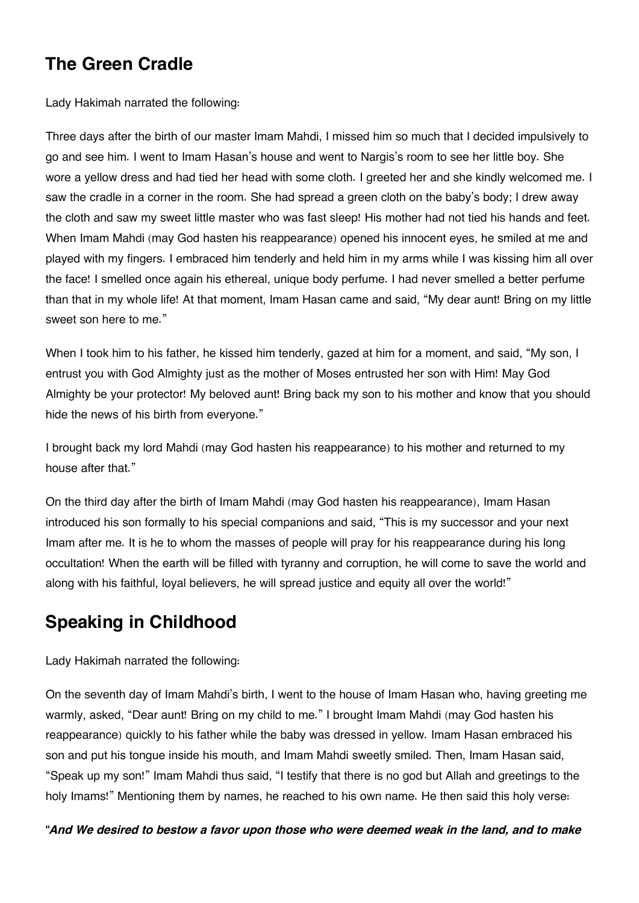## The Green Cradle

Lady Hakimah narrated the following:

Three days after the birth of our master Imam Mahdi, I missed him so much that I decided impulsively to go and see him. I went to Imam Hasan's house and went to Nargis's room to see her little boy. She wore a yellow dress and had tied her head with some cloth. I greeted her and she kindly welcomed me. I saw the cradle in a corner in the room. She had spread a green cloth on the baby's body; I drew away the cloth and saw my sweet little master who was fast sleep! His mother had not tied his hands and feet. When Imam Mahdi (may God hasten his reappearance) opened his innocent eyes, he smiled at me and played with my fingers. I embraced him tenderly and held him in my arms while I was kissing him all over the face! I smelled once again his ethereal, unique body perfume. I had never smelled a better perfume than that in my whole life! At that moment, Imam Hasan came and said, "My dear aunt! Bring on my little sweet son here to me."

When I took him to his father, he kissed him tenderly, gazed at him for a moment, and said, "My son, I entrust you with God Almighty just as the mother of Moses entrusted her son with Him! May God Almighty be your protector! My beloved aunt! Bring back my son to his mother and know that you should hide the news of his birth from everyone."

I brought back my lord Mahdi (may God hasten his reappearance) to his mother and returned to my house after that."

On the third day after the birth of Imam Mahdi (may God hasten his reappearance), Imam Hasan introduced his son formally to his special companions and said, "This is my successor and your next Imam after me. It is he to whom the masses of people will pray for his reappearance during his long occultation! When the earth will be filled with tyranny and corruption, he will come to save the world and along with his faithful, loyal believers, he will spread justice and equity all over the world!"

## Speaking in Childhood

Lady Hakimah narrated the following:

On the seventh day of Imam Mahdi's birth, I went to the house of Imam Hasan who, having greeting me warmly, asked, "Dear aunt! Bring on my child to me." I brought Imam Mahdi (may God hasten his reappearance) quickly to his father while the baby was dressed in yellow. Imam Hasan embraced his son and put his tongue inside his mouth, and Imam Mahdi sweetly smiled. Then, Imam Hasan said, "Speak up my son!" Imam Mahdi thus said, "I testify that there is no god but Allah and greetings to the holy Imams!" Mentioning them by names, he reached to his own name. He then said this holy verse:

**"*And We desired to bestow a favor upon those who were deemed weak in the land, and to make***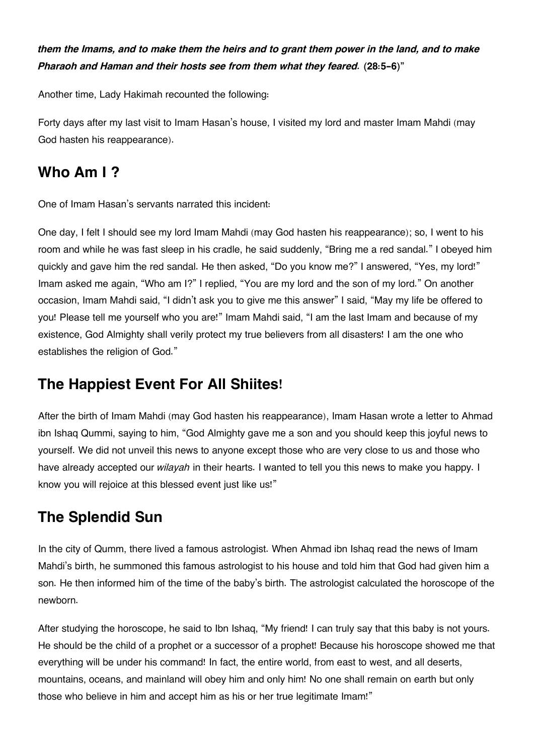***them the Imams, and to make them the heirs and to grant them power in the land, and to make Pharaoh and Haman and their hosts see from them what they feared.* (28:5-6)**"

Another time, Lady Hakimah recounted the following:

Forty days after my last visit to Imam Hasan's house, I visited my lord and master Imam Mahdi (may God hasten his reappearance).

## Who Am I ?

One of Imam Hasan's servants narrated this incident:

One day, I felt I should see my lord Imam Mahdi (may God hasten his reappearance); so, I went to his room and while he was fast sleep in his cradle, he said suddenly, "Bring me a red sandal." I obeyed him quickly and gave him the red sandal. He then asked, "Do you know me?" I answered, "Yes, my lord!" Imam asked me again, "Who am I?" I replied, "You are my lord and the son of my lord." On another occasion, Imam Mahdi said, "I didn't ask you to give me this answer" I said, "May my life be offered to you! Please tell me yourself who you are!" Imam Mahdi said, "I am the last Imam and because of my existence, God Almighty shall verily protect my true believers from all disasters! I am the one who establishes the religion of God."

## The Happiest Event For All Shiites!

After the birth of Imam Mahdi (may God hasten his reappearance), Imam Hasan wrote a letter to Ahmad ibn Ishaq Qummi, saying to him, "God Almighty gave me a son and you should keep this joyful news to yourself. We did not unveil this news to anyone except those who are very close to us and those who have already accepted our *wilayah* in their hearts. I wanted to tell you this news to make you happy. I know you will rejoice at this blessed event just like us!"

## The Splendid Sun

In the city of Qumm, there lived a famous astrologist. When Ahmad ibn Ishaq read the news of Imam Mahdi's birth, he summoned this famous astrologist to his house and told him that God had given him a son. He then informed him of the time of the baby's birth. The astrologist calculated the horoscope of the newborn.

After studying the horoscope, he said to Ibn Ishaq, "My friend! I can truly say that this baby is not yours. He should be the child of a prophet or a successor of a prophet! Because his horoscope showed me that everything will be under his command! In fact, the entire world, from east to west, and all deserts, mountains, oceans, and mainland will obey him and only him! No one shall remain on earth but only those who believe in him and accept him as his or her true legitimate Imam!"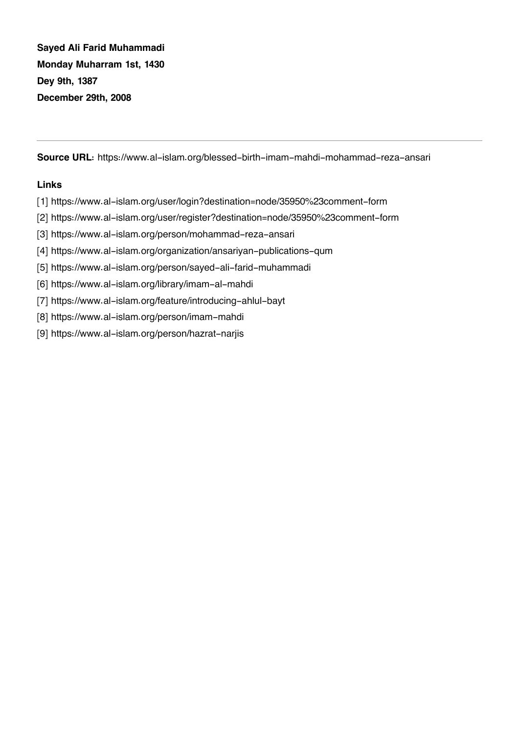**Sayed Ali Farid Muhammadi**

**Monday Muharram 1st, 1430**

**Dey 9th, 1387**

**December 29th, 2008**

---

**Source URL:** https://www.al-islam.org/blessed-birth-imam-mahdi-mohammad-reza-ansari

**Links**

[1] https://www.al-islam.org/user/login?destination=node/35950%23comment-form

[2] https://www.al-islam.org/user/register?destination=node/35950%23comment-form

[3] https://www.al-islam.org/person/mohammad-reza-ansari

[4] https://www.al-islam.org/organization/ansariyan-publications-qum

[5] https://www.al-islam.org/person/sayed-ali-farid-muhammadi

[6] https://www.al-islam.org/library/imam-al-mahdi

[7] https://www.al-islam.org/feature/introducing-ahlul-bayt

[8] https://www.al-islam.org/person/imam-mahdi

[9] https://www.al-islam.org/person/hazrat-narjis